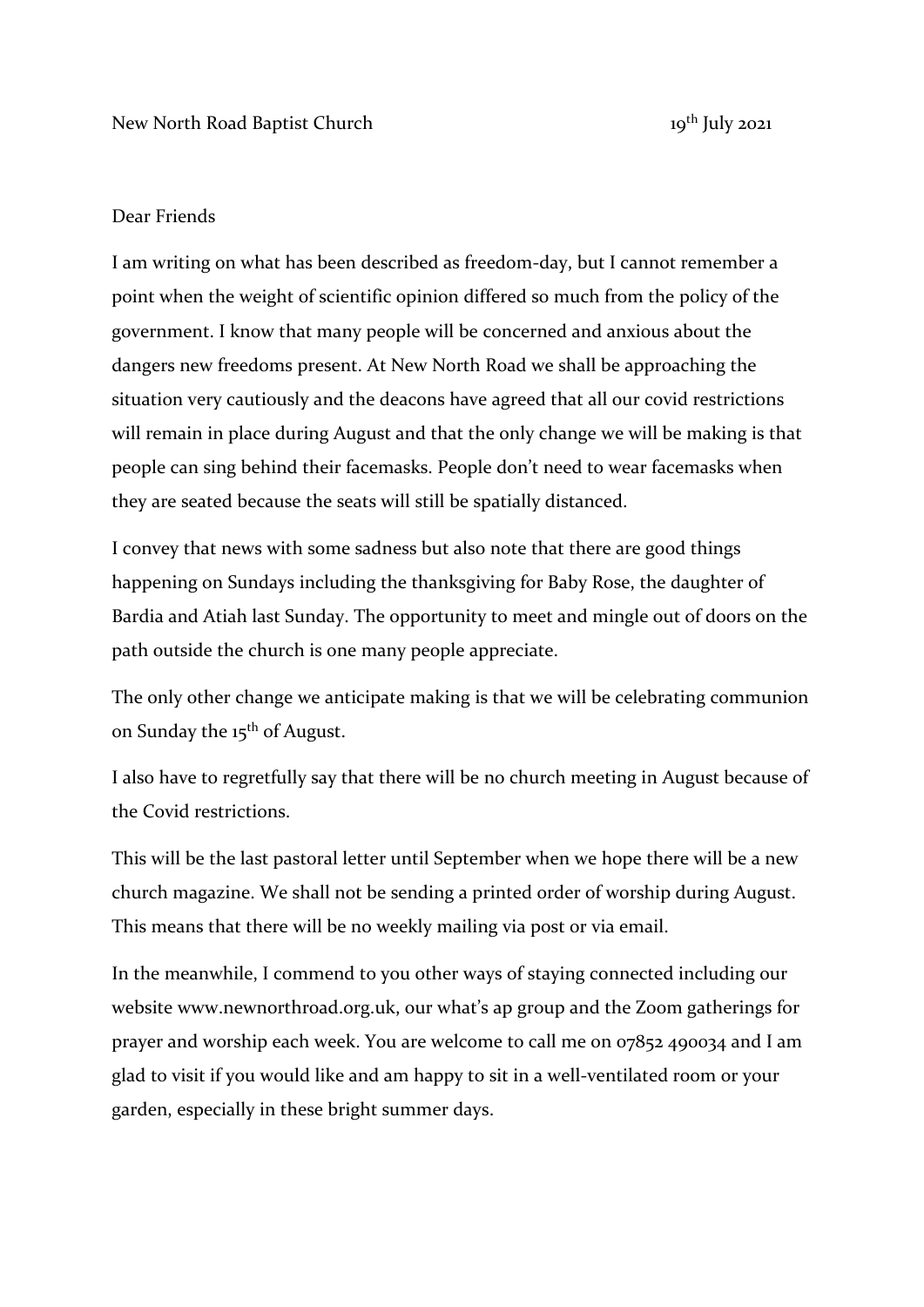New North Road Baptist Church 19th July 2021

Dear Friends

I am writing on what has been described as freedom-day, but I cannot remember a point when the weight of scientific opinion differed so much from the policy of the government. I know that many people will be concerned and anxious about the dangers new freedoms present. At New North Road we shall be approaching the situation very cautiously and the deacons have agreed that all our covid restrictions will remain in place during August and that the only change we will be making is that people can sing behind their facemasks. People don't need to wear facemasks when they are seated because the seats will still be spatially distanced.

I convey that news with some sadness but also note that there are good things happening on Sundays including the thanksgiving for Baby Rose, the daughter of Bardia and Atiah last Sunday. The opportunity to meet and mingle out of doors on the path outside the church is one many people appreciate.

The only other change we anticipate making is that we will be celebrating communion on Sunday the 15th of August.

I also have to regretfully say that there will be no church meeting in August because of the Covid restrictions.

This will be the last pastoral letter until September when we hope there will be a new church magazine. We shall not be sending a printed order of worship during August. This means that there will be no weekly mailing via post or via email.

In the meanwhile, I commend to you other ways of staying connected including our website www.newnorthroad.org.uk, our what's ap group and the Zoom gatherings for prayer and worship each week. You are welcome to call me on 07852 490034 and I am glad to visit if you would like and am happy to sit in a well-ventilated room or your garden, especially in these bright summer days.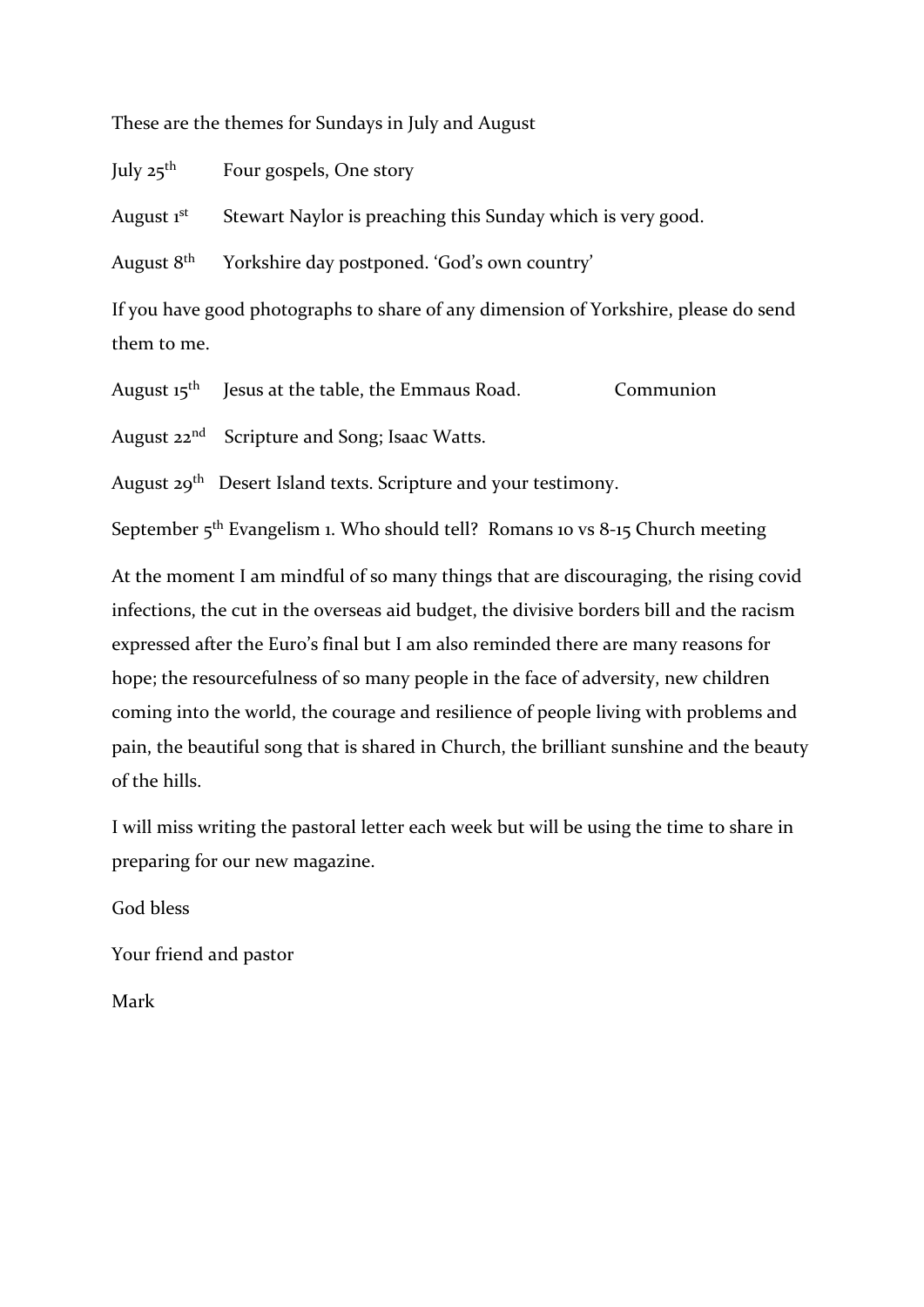These are the themes for Sundays in July and August

July 25th Four gospels, One story

August 1st Stewart Naylor is preaching this Sunday which is very good.

August 8th Yorkshire day postponed. 'God's own country'

If you have good photographs to share of any dimension of Yorkshire, please do send them to me.

August 15th Jesus at the table, the Emmaus Road. Communion

August 22nd Scripture and Song; Isaac Watts.

August 29th Desert Island texts. Scripture and your testimony.

September 5th Evangelism 1. Who should tell? Romans 10 vs 8-15 Church meeting

At the moment I am mindful of so many things that are discouraging, the rising covid infections, the cut in the overseas aid budget, the divisive borders bill and the racism expressed after the Euro's final but I am also reminded there are many reasons for hope; the resourcefulness of so many people in the face of adversity, new children coming into the world, the courage and resilience of people living with problems and pain, the beautiful song that is shared in Church, the brilliant sunshine and the beauty of the hills.

I will miss writing the pastoral letter each week but will be using the time to share in preparing for our new magazine.

God bless

Your friend and pastor

Mark